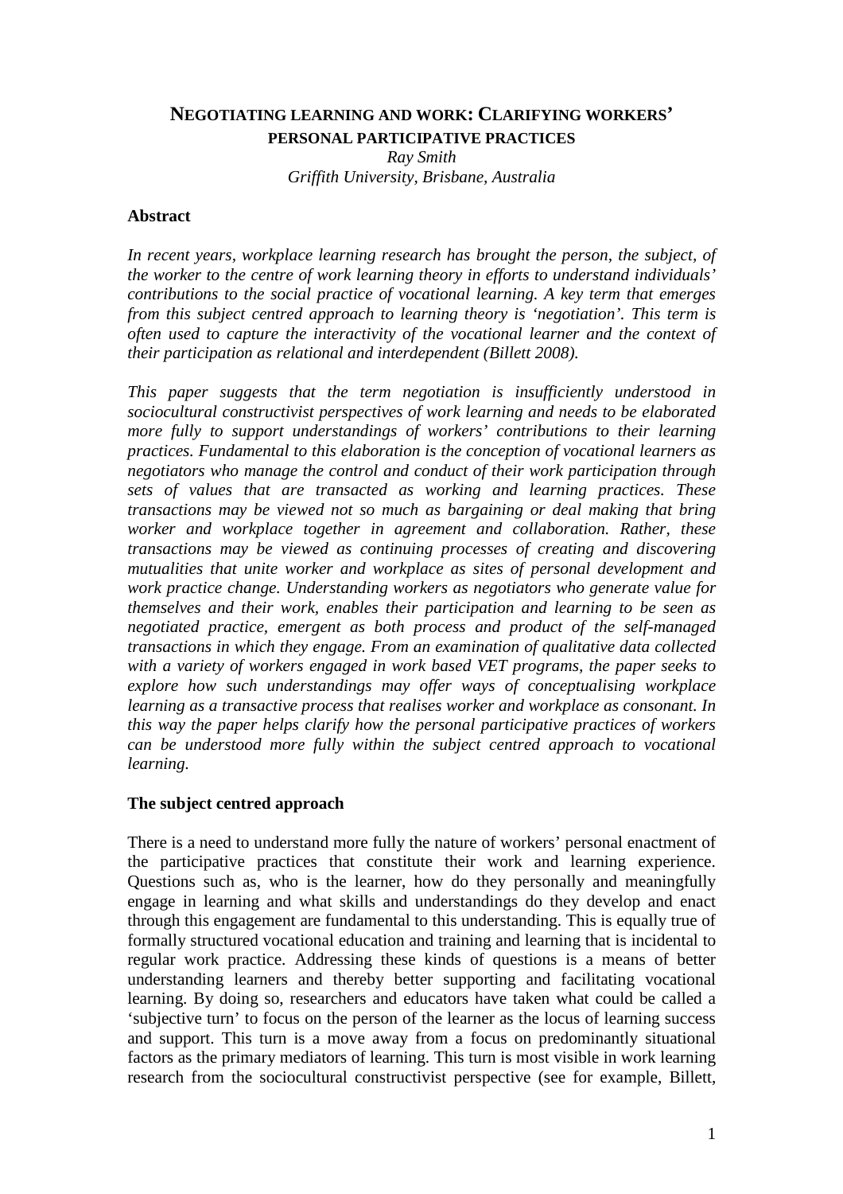# NEGOTIATING LEARNING AND WORK: CLARIFYING WORKERS' PERSONAL PARTICIPATIVE PRACTICES

*Ray Smith*

*Griffith University, Brisbane, Australia*

## Abstract

*In recent years, workplace learning research has brought the person, the subject, of the worker to the centre of work learning theory in efforts to understand individuals' contributions to the social practice of vocational learning. A key term that emerges from this subject centred approach to learning theory is 'negotiation'. This term is often used to capture the interactivity of the vocational learner and the context of their participation as relational and interdependent (Billett 2008).*

*This paper suggests that the term negotiation is insufficiently understood in sociocultural constructivist perspectives of work learning and needs to be elaborated more fully to support understandings of workers' contributions to their learning practices. Fundamental to this elaboration is the conception of vocational learners as negotiators who manage the control and conduct of their work participation through sets of values that are transacted as working and learning practices. These transactions may be viewed not so much as bargaining or deal making that bring worker and workplace together in agreement and collaboration. Rather, these transactions may be viewed as continuing processes of creating and discovering mutualities that unite worker and workplace as sites of personal development and work practice change. Understanding workers as negotiators who generate value for themselves and their work, enables their participation and learning to be seen as negotiated practice, emergent as both process and product of the self-managed transactions in which they engage. From an examination of qualitative data collected with a variety of workers engaged in work based VET programs, the paper seeks to explore how such understandings may offer ways of conceptualising workplace learning as a transactive process that realises worker and workplace as consonant. In this way the paper helps clarify how the personal participative practices of workers can be understood more fully within the subject centred approach to vocational learning.*

## The subject centred approach

There is a need to understand more fully the nature of workers' personal enactment of the participative practices that constitute their work and learning experience. Questions such as, who is the learner, how do they personally and meaningfully engage in learning and what skills and understandings do they develop and enact through this engagement are fundamental to this understanding. This is equally true of formally structured vocational education and training and learning that is incidental to regular work practice. Addressing these kinds of questions is a means of better understanding learners and thereby better supporting and facilitating vocational learning. By doing so, researchers and educators have taken what could be called a 'subjective turn' to focus on the person of the learner as the locus of learning success and support. This turn is a move away from a focus on predominantly situational factors as the primary mediators of learning. This turn is most visible in work learning research from the sociocultural constructivist perspective (see for example, Billett,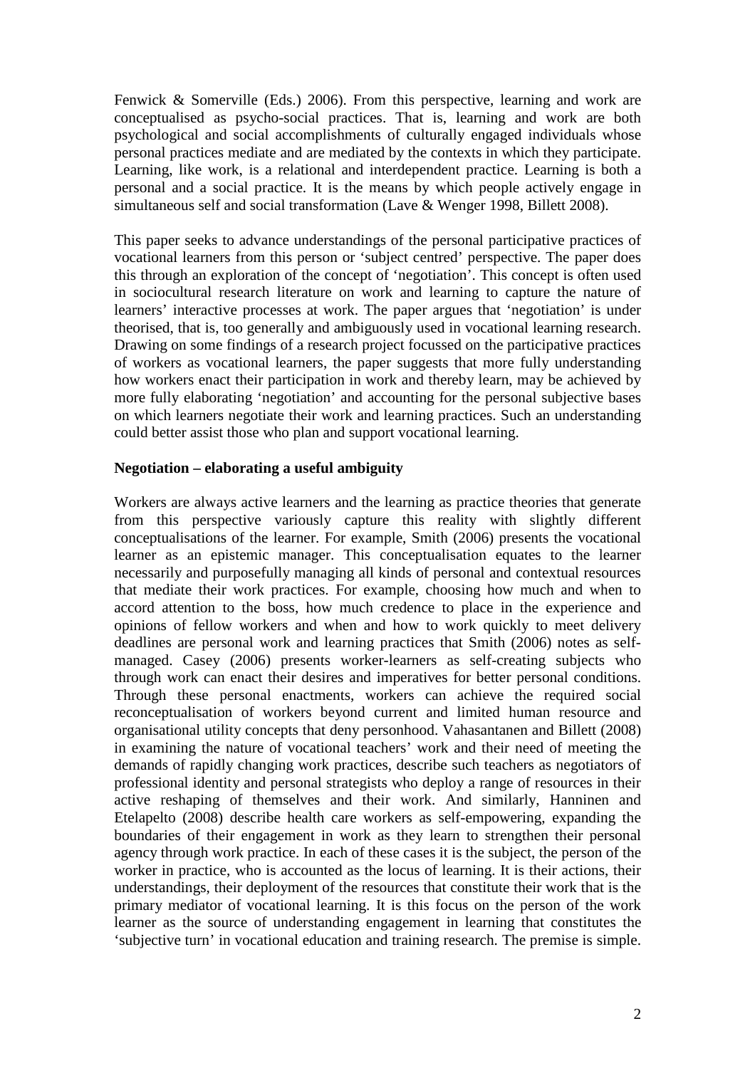Fenwick & Somerville (Eds.) 2006). From this perspective, learning and work are conceptualised as psycho-social practices. That is, learning and work are both psychological and social accomplishments of culturally engaged individuals whose personal practices mediate and are mediated by the contexts in which they participate. Learning, like work, is a relational and interdependent practice. Learning is both a personal and a social practice. It is the means by which people actively engage in simultaneous self and social transformation (Lave & Wenger 1998, Billett 2008).

This paper seeks to advance understandings of the personal participative practices of vocational learners from this person or 'subject centred' perspective. The paper does this through an exploration of the concept of 'negotiation'. This concept is often used in sociocultural research literature on work and learning to capture the nature of learners' interactive processes at work. The paper argues that 'negotiation' is under theorised, that is, too generally and ambiguously used in vocational learning research. Drawing on some findings of a research project focussed on the participative practices of workers as vocational learners, the paper suggests that more fully understanding how workers enact their participation in work and thereby learn, may be achieved by more fully elaborating 'negotiation' and accounting for the personal subjective bases on which learners negotiate their work and learning practices. Such an understanding could better assist those who plan and support vocational learning.

**Negotiation – elaborating a useful ambiguity**

Workers are always active learners and the learning as practice theories that generate from this perspective variously capture this reality with slightly different conceptualisations of the learner. For example, Smith (2006) presents the vocational learner as an epistemic manager. This conceptualisation equates to the learner necessarily and purposefully managing all kinds of personal and contextual resources that mediate their work practices. For example, choosing how much and when to accord attention to the boss, how much credence to place in the experience and opinions of fellow workers and when and how to work quickly to meet delivery deadlines are personal work and learning practices that Smith (2006) notes as self-managed. Casey (2006) presents worker-learners as self-creating subjects who through work can enact their desires and imperatives for better personal conditions. Through these personal enactments, workers can achieve the required social reconceptualisation of workers beyond current and limited human resource and organisational utility concepts that deny personhood. Vahasantanen and Billett (2008) in examining the nature of vocational teachers' work and their need of meeting the demands of rapidly changing work practices, describe such teachers as negotiators of professional identity and personal strategists who deploy a range of resources in their active reshaping of themselves and their work. And similarly, Hanninen and Etelapelto (2008) describe health care workers as self-empowering, expanding the boundaries of their engagement in work as they learn to strengthen their personal agency through work practice. In each of these cases it is the subject, the person of the worker in practice, who is accounted as the locus of learning. It is their actions, their understandings, their deployment of the resources that constitute their work that is the primary mediator of vocational learning. It is this focus on the person of the work learner as the source of understanding engagement in learning that constitutes the 'subjective turn' in vocational education and training research. The premise is simple.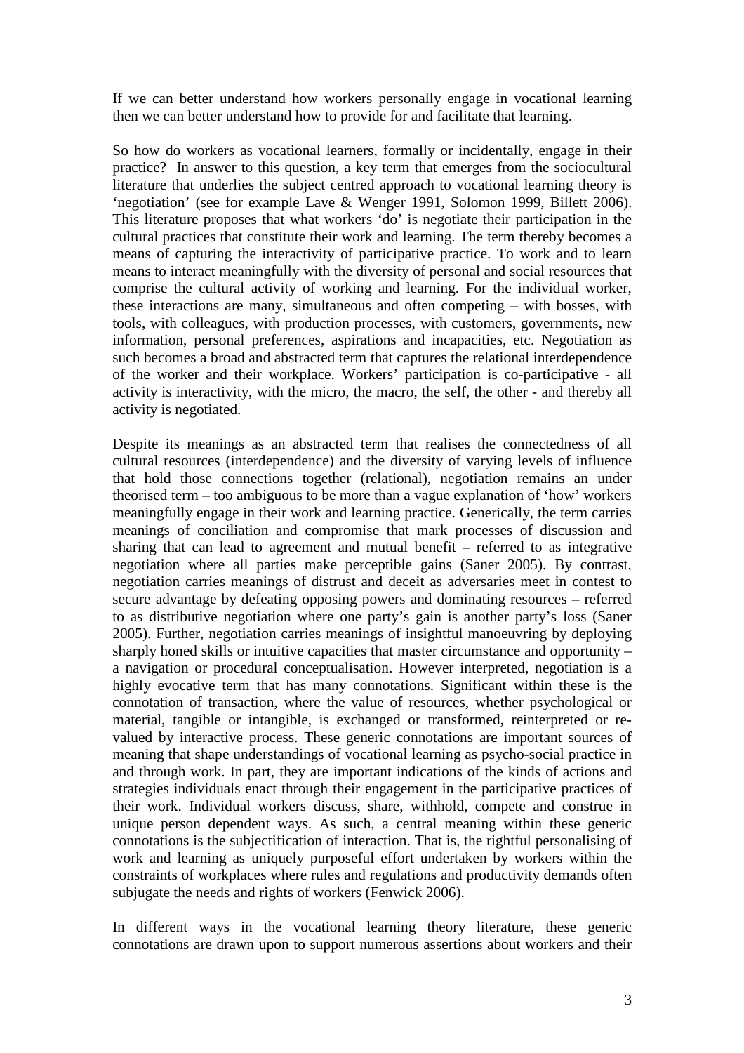If we can better understand how workers personally engage in vocational learning then we can better understand how to provide for and facilitate that learning.

So how do workers as vocational learners, formally or incidentally, engage in their practice? In answer to this question, a key term that emerges from the sociocultural literature that underlies the subject centred approach to vocational learning theory is 'negotiation' (see for example Lave & Wenger 1991, Solomon 1999, Billett 2006). This literature proposes that what workers 'do' is negotiate their participation in the cultural practices that constitute their work and learning. The term thereby becomes a means of capturing the interactivity of participative practice. To work and to learn means to interact meaningfully with the diversity of personal and social resources that comprise the cultural activity of working and learning. For the individual worker, these interactions are many, simultaneous and often competing – with bosses, with tools, with colleagues, with production processes, with customers, governments, new information, personal preferences, aspirations and incapacities, etc. Negotiation as such becomes a broad and abstracted term that captures the relational interdependence of the worker and their workplace. Workers' participation is co-participative - all activity is interactivity, with the micro, the macro, the self, the other - and thereby all activity is negotiated.

Despite its meanings as an abstracted term that realises the connectedness of all cultural resources (interdependence) and the diversity of varying levels of influence that hold those connections together (relational), negotiation remains an under theorised term – too ambiguous to be more than a vague explanation of 'how' workers meaningfully engage in their work and learning practice. Generically, the term carries meanings of conciliation and compromise that mark processes of discussion and sharing that can lead to agreement and mutual benefit – referred to as integrative negotiation where all parties make perceptible gains (Saner 2005). By contrast, negotiation carries meanings of distrust and deceit as adversaries meet in contest to secure advantage by defeating opposing powers and dominating resources – referred to as distributive negotiation where one party's gain is another party's loss (Saner 2005). Further, negotiation carries meanings of insightful manoeuvring by deploying sharply honed skills or intuitive capacities that master circumstance and opportunity – a navigation or procedural conceptualisation. However interpreted, negotiation is a highly evocative term that has many connotations. Significant within these is the connotation of transaction, where the value of resources, whether psychological or material, tangible or intangible, is exchanged or transformed, reinterpreted or re-valued by interactive process. These generic connotations are important sources of meaning that shape understandings of vocational learning as psycho-social practice in and through work. In part, they are important indications of the kinds of actions and strategies individuals enact through their engagement in the participative practices of their work. Individual workers discuss, share, withhold, compete and construe in unique person dependent ways. As such, a central meaning within these generic connotations is the subjectification of interaction. That is, the rightful personalising of work and learning as uniquely purposeful effort undertaken by workers within the constraints of workplaces where rules and regulations and productivity demands often subjugate the needs and rights of workers (Fenwick 2006).

In different ways in the vocational learning theory literature, these generic connotations are drawn upon to support numerous assertions about workers and their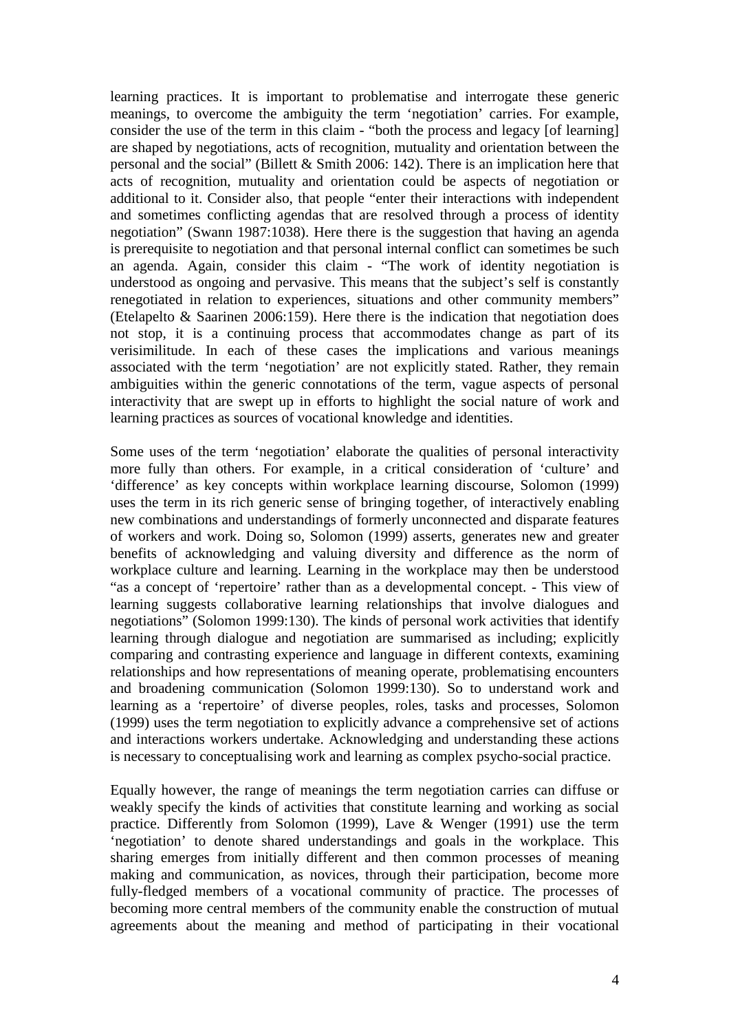learning practices. It is important to problematise and interrogate these generic meanings, to overcome the ambiguity the term 'negotiation' carries. For example, consider the use of the term in this claim - "both the process and legacy [of learning] are shaped by negotiations, acts of recognition, mutuality and orientation between the personal and the social" (Billett & Smith 2006: 142). There is an implication here that acts of recognition, mutuality and orientation could be aspects of negotiation or additional to it. Consider also, that people "enter their interactions with independent and sometimes conflicting agendas that are resolved through a process of identity negotiation" (Swann 1987:1038). Here there is the suggestion that having an agenda is prerequisite to negotiation and that personal internal conflict can sometimes be such an agenda. Again, consider this claim - "The work of identity negotiation is understood as ongoing and pervasive. This means that the subject's self is constantly renegotiated in relation to experiences, situations and other community members" (Etelapelto & Saarinen 2006:159). Here there is the indication that negotiation does not stop, it is a continuing process that accommodates change as part of its verisimilitude. In each of these cases the implications and various meanings associated with the term 'negotiation' are not explicitly stated. Rather, they remain ambiguities within the generic connotations of the term, vague aspects of personal interactivity that are swept up in efforts to highlight the social nature of work and learning practices as sources of vocational knowledge and identities.

Some uses of the term 'negotiation' elaborate the qualities of personal interactivity more fully than others. For example, in a critical consideration of 'culture' and 'difference' as key concepts within workplace learning discourse, Solomon (1999) uses the term in its rich generic sense of bringing together, of interactively enabling new combinations and understandings of formerly unconnected and disparate features of workers and work. Doing so, Solomon (1999) asserts, generates new and greater benefits of acknowledging and valuing diversity and difference as the norm of workplace culture and learning. Learning in the workplace may then be understood "as a concept of 'repertoire' rather than as a developmental concept. - This view of learning suggests collaborative learning relationships that involve dialogues and negotiations" (Solomon 1999:130). The kinds of personal work activities that identify learning through dialogue and negotiation are summarised as including; explicitly comparing and contrasting experience and language in different contexts, examining relationships and how representations of meaning operate, problematising encounters and broadening communication (Solomon 1999:130). So to understand work and learning as a 'repertoire' of diverse peoples, roles, tasks and processes, Solomon (1999) uses the term negotiation to explicitly advance a comprehensive set of actions and interactions workers undertake. Acknowledging and understanding these actions is necessary to conceptualising work and learning as complex psycho-social practice.

Equally however, the range of meanings the term negotiation carries can diffuse or weakly specify the kinds of activities that constitute learning and working as social practice. Differently from Solomon (1999), Lave & Wenger (1991) use the term 'negotiation' to denote shared understandings and goals in the workplace. This sharing emerges from initially different and then common processes of meaning making and communication, as novices, through their participation, become more fully-fledged members of a vocational community of practice. The processes of becoming more central members of the community enable the construction of mutual agreements about the meaning and method of participating in their vocational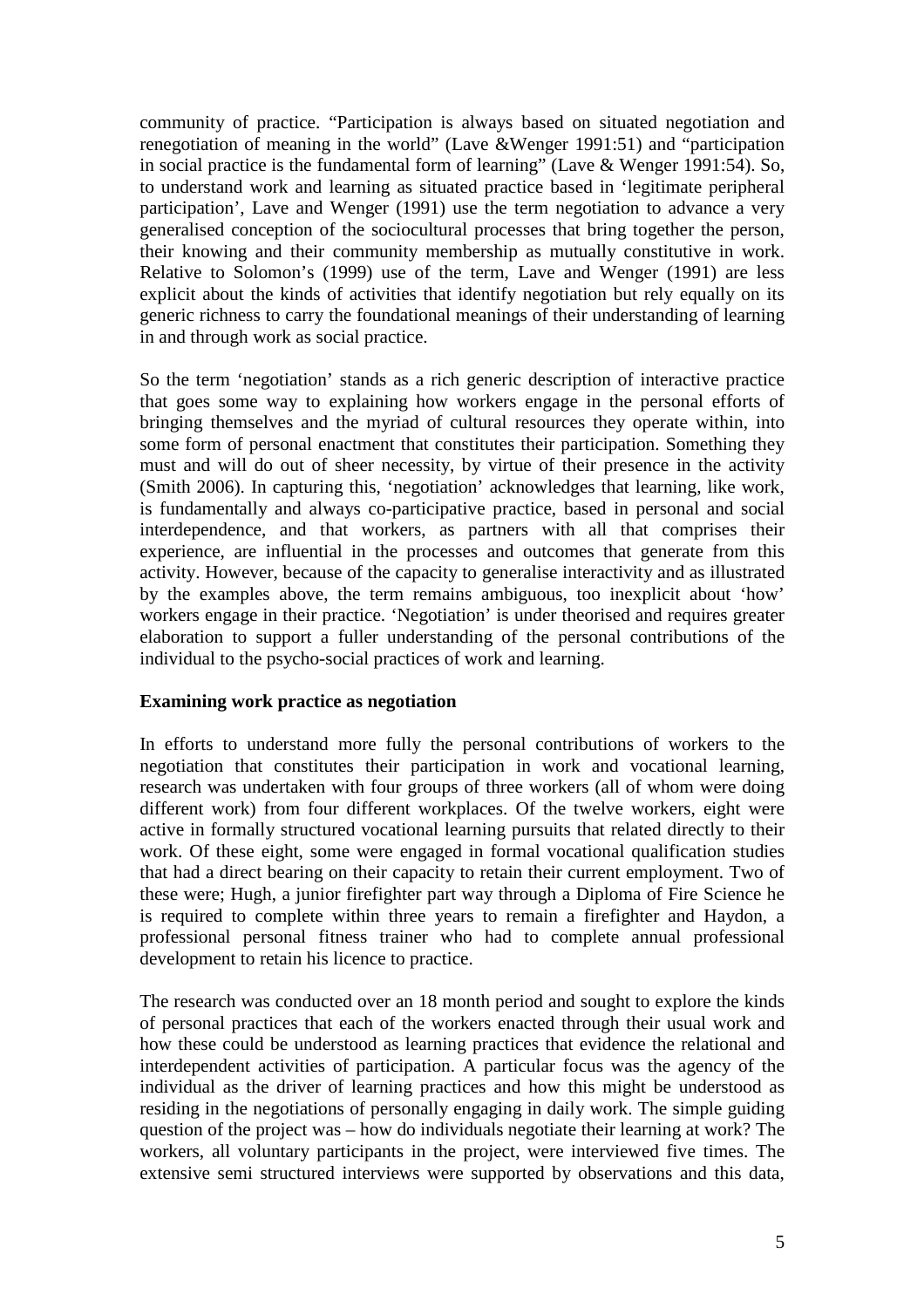community of practice. "Participation is always based on situated negotiation and renegotiation of meaning in the world" (Lave &Wenger 1991:51) and "participation in social practice is the fundamental form of learning" (Lave & Wenger 1991:54). So, to understand work and learning as situated practice based in 'legitimate peripheral participation', Lave and Wenger (1991) use the term negotiation to advance a very generalised conception of the sociocultural processes that bring together the person, their knowing and their community membership as mutually constitutive in work. Relative to Solomon's (1999) use of the term, Lave and Wenger (1991) are less explicit about the kinds of activities that identify negotiation but rely equally on its generic richness to carry the foundational meanings of their understanding of learning in and through work as social practice.

So the term 'negotiation' stands as a rich generic description of interactive practice that goes some way to explaining how workers engage in the personal efforts of bringing themselves and the myriad of cultural resources they operate within, into some form of personal enactment that constitutes their participation. Something they must and will do out of sheer necessity, by virtue of their presence in the activity (Smith 2006). In capturing this, 'negotiation' acknowledges that learning, like work, is fundamentally and always co-participative practice, based in personal and social interdependence, and that workers, as partners with all that comprises their experience, are influential in the processes and outcomes that generate from this activity. However, because of the capacity to generalise interactivity and as illustrated by the examples above, the term remains ambiguous, too inexplicit about 'how' workers engage in their practice. 'Negotiation' is under theorised and requires greater elaboration to support a fuller understanding of the personal contributions of the individual to the psycho-social practices of work and learning.

**Examining work practice as negotiation**

In efforts to understand more fully the personal contributions of workers to the negotiation that constitutes their participation in work and vocational learning, research was undertaken with four groups of three workers (all of whom were doing different work) from four different workplaces. Of the twelve workers, eight were active in formally structured vocational learning pursuits that related directly to their work. Of these eight, some were engaged in formal vocational qualification studies that had a direct bearing on their capacity to retain their current employment. Two of these were; Hugh, a junior firefighter part way through a Diploma of Fire Science he is required to complete within three years to remain a firefighter and Haydon, a professional personal fitness trainer who had to complete annual professional development to retain his licence to practice.

The research was conducted over an 18 month period and sought to explore the kinds of personal practices that each of the workers enacted through their usual work and how these could be understood as learning practices that evidence the relational and interdependent activities of participation. A particular focus was the agency of the individual as the driver of learning practices and how this might be understood as residing in the negotiations of personally engaging in daily work. The simple guiding question of the project was – how do individuals negotiate their learning at work? The workers, all voluntary participants in the project, were interviewed five times. The extensive semi structured interviews were supported by observations and this data,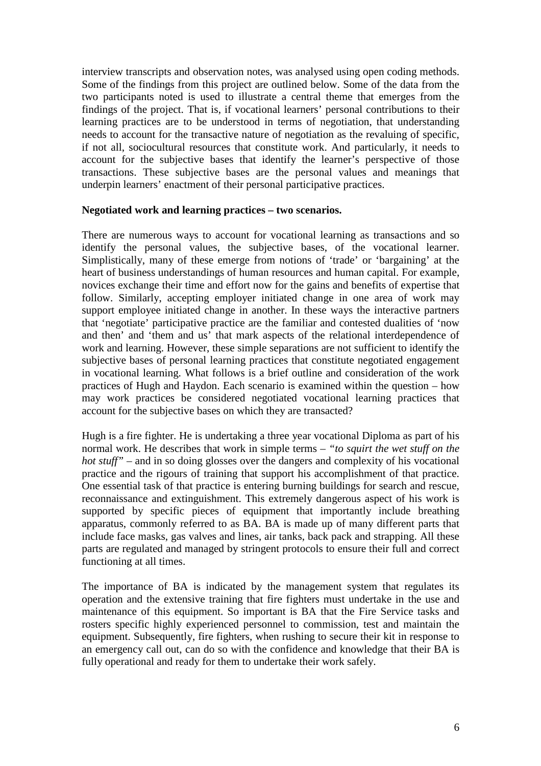interview transcripts and observation notes, was analysed using open coding methods. Some of the findings from this project are outlined below. Some of the data from the two participants noted is used to illustrate a central theme that emerges from the findings of the project. That is, if vocational learners' personal contributions to their learning practices are to be understood in terms of negotiation, that understanding needs to account for the transactive nature of negotiation as the revaluing of specific, if not all, sociocultural resources that constitute work. And particularly, it needs to account for the subjective bases that identify the learner's perspective of those transactions. These subjective bases are the personal values and meanings that underpin learners' enactment of their personal participative practices.

**Negotiated work and learning practices – two scenarios.**

There are numerous ways to account for vocational learning as transactions and so identify the personal values, the subjective bases, of the vocational learner. Simplistically, many of these emerge from notions of 'trade' or 'bargaining' at the heart of business understandings of human resources and human capital. For example, novices exchange their time and effort now for the gains and benefits of expertise that follow. Similarly, accepting employer initiated change in one area of work may support employee initiated change in another. In these ways the interactive partners that 'negotiate' participative practice are the familiar and contested dualities of 'now and then' and 'them and us' that mark aspects of the relational interdependence of work and learning. However, these simple separations are not sufficient to identify the subjective bases of personal learning practices that constitute negotiated engagement in vocational learning. What follows is a brief outline and consideration of the work practices of Hugh and Haydon. Each scenario is examined within the question – how may work practices be considered negotiated vocational learning practices that account for the subjective bases on which they are transacted?

Hugh is a fire fighter. He is undertaking a three year vocational Diploma as part of his normal work. He describes that work in simple terms – *"to squirt the wet stuff on the hot stuff"* – and in so doing glosses over the dangers and complexity of his vocational practice and the rigours of training that support his accomplishment of that practice. One essential task of that practice is entering burning buildings for search and rescue, reconnaissance and extinguishment. This extremely dangerous aspect of his work is supported by specific pieces of equipment that importantly include breathing apparatus, commonly referred to as BA. BA is made up of many different parts that include face masks, gas valves and lines, air tanks, back pack and strapping. All these parts are regulated and managed by stringent protocols to ensure their full and correct functioning at all times.

The importance of BA is indicated by the management system that regulates its operation and the extensive training that fire fighters must undertake in the use and maintenance of this equipment. So important is BA that the Fire Service tasks and rosters specific highly experienced personnel to commission, test and maintain the equipment. Subsequently, fire fighters, when rushing to secure their kit in response to an emergency call out, can do so with the confidence and knowledge that their BA is fully operational and ready for them to undertake their work safely.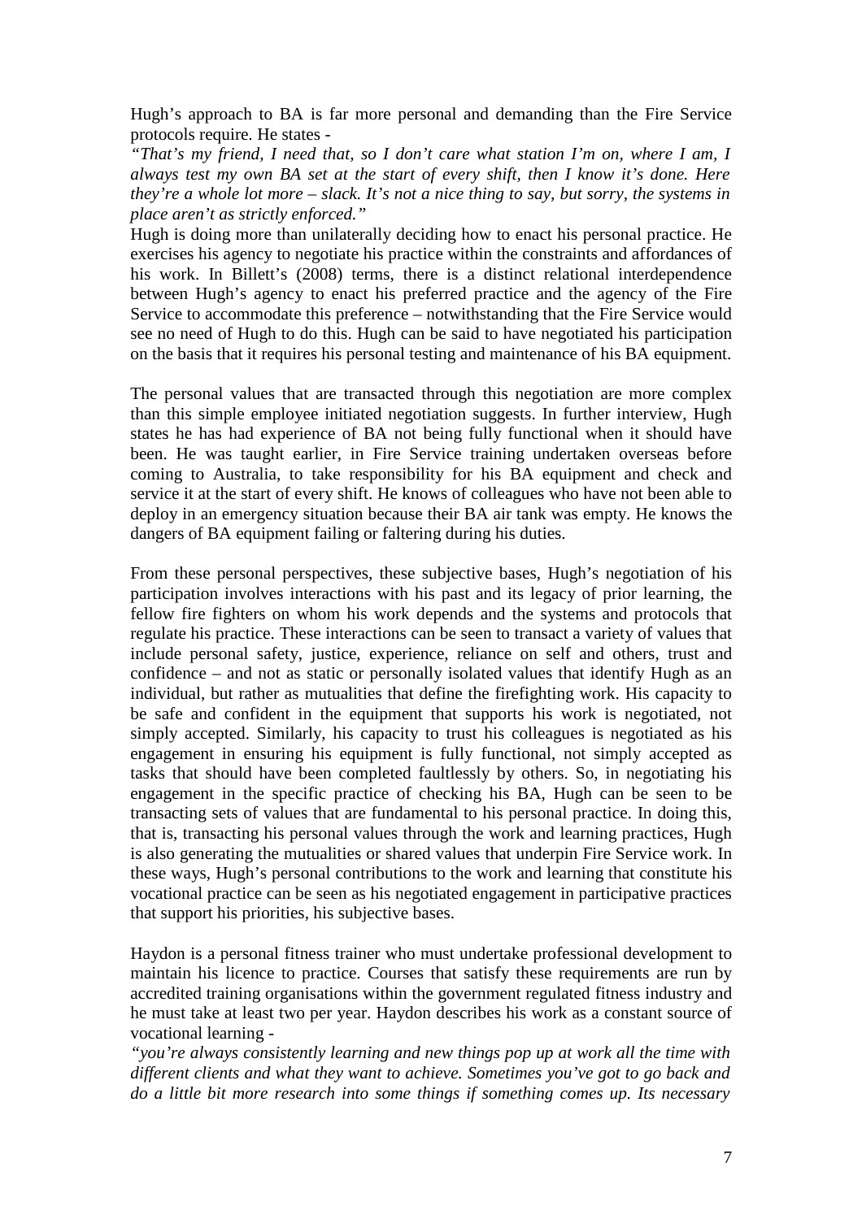Hugh's approach to BA is far more personal and demanding than the Fire Service protocols require. He states -

*"That's my friend, I need that, so I don't care what station I'm on, where I am, I always test my own BA set at the start of every shift, then I know it's done. Here they're a whole lot more – slack. It's not a nice thing to say, but sorry, the systems in place aren't as strictly enforced."*

Hugh is doing more than unilaterally deciding how to enact his personal practice. He exercises his agency to negotiate his practice within the constraints and affordances of his work. In Billett's (2008) terms, there is a distinct relational interdependence between Hugh's agency to enact his preferred practice and the agency of the Fire Service to accommodate this preference – notwithstanding that the Fire Service would see no need of Hugh to do this. Hugh can be said to have negotiated his participation on the basis that it requires his personal testing and maintenance of his BA equipment.

The personal values that are transacted through this negotiation are more complex than this simple employee initiated negotiation suggests. In further interview, Hugh states he has had experience of BA not being fully functional when it should have been. He was taught earlier, in Fire Service training undertaken overseas before coming to Australia, to take responsibility for his BA equipment and check and service it at the start of every shift. He knows of colleagues who have not been able to deploy in an emergency situation because their BA air tank was empty. He knows the dangers of BA equipment failing or faltering during his duties.

From these personal perspectives, these subjective bases, Hugh's negotiation of his participation involves interactions with his past and its legacy of prior learning, the fellow fire fighters on whom his work depends and the systems and protocols that regulate his practice. These interactions can be seen to transact a variety of values that include personal safety, justice, experience, reliance on self and others, trust and confidence – and not as static or personally isolated values that identify Hugh as an individual, but rather as mutualities that define the firefighting work. His capacity to be safe and confident in the equipment that supports his work is negotiated, not simply accepted. Similarly, his capacity to trust his colleagues is negotiated as his engagement in ensuring his equipment is fully functional, not simply accepted as tasks that should have been completed faultlessly by others. So, in negotiating his engagement in the specific practice of checking his BA, Hugh can be seen to be transacting sets of values that are fundamental to his personal practice. In doing this, that is, transacting his personal values through the work and learning practices, Hugh is also generating the mutualities or shared values that underpin Fire Service work. In these ways, Hugh's personal contributions to the work and learning that constitute his vocational practice can be seen as his negotiated engagement in participative practices that support his priorities, his subjective bases.

Haydon is a personal fitness trainer who must undertake professional development to maintain his licence to practice. Courses that satisfy these requirements are run by accredited training organisations within the government regulated fitness industry and he must take at least two per year. Haydon describes his work as a constant source of vocational learning -

*"you're always consistently learning and new things pop up at work all the time with different clients and what they want to achieve. Sometimes you've got to go back and do a little bit more research into some things if something comes up. Its necessary*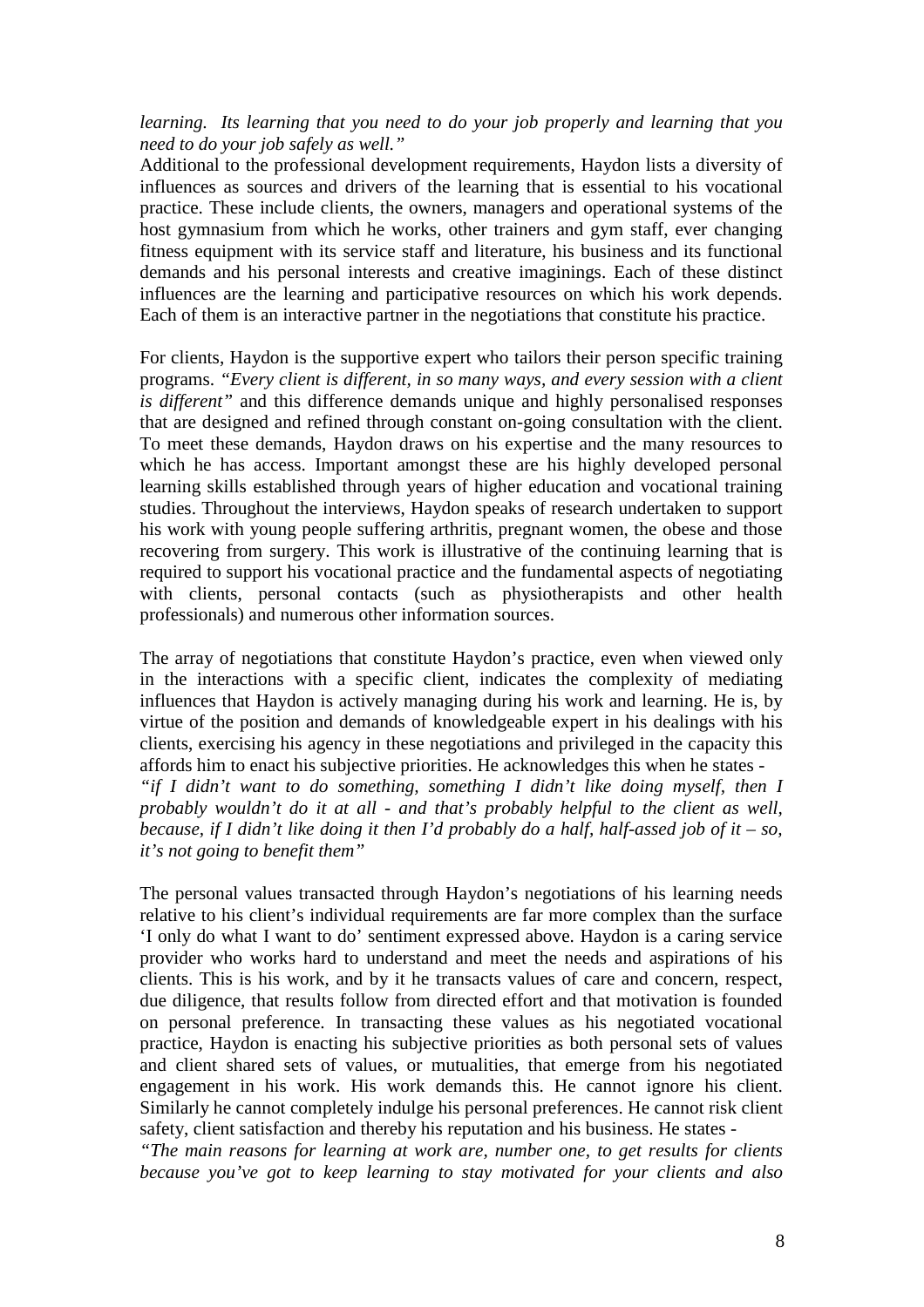*learning. Its learning that you need to do your job properly and learning that you need to do your job safely as well."*
Additional to the professional development requirements, Haydon lists a diversity of influences as sources and drivers of the learning that is essential to his vocational practice. These include clients, the owners, managers and operational systems of the host gymnasium from which he works, other trainers and gym staff, ever changing fitness equipment with its service staff and literature, his business and its functional demands and his personal interests and creative imaginings. Each of these distinct influences are the learning and participative resources on which his work depends. Each of them is an interactive partner in the negotiations that constitute his practice.

For clients, Haydon is the supportive expert who tailors their person specific training programs. *"Every client is different, in so many ways, and every session with a client is different"* and this difference demands unique and highly personalised responses that are designed and refined through constant on-going consultation with the client. To meet these demands, Haydon draws on his expertise and the many resources to which he has access. Important amongst these are his highly developed personal learning skills established through years of higher education and vocational training studies. Throughout the interviews, Haydon speaks of research undertaken to support his work with young people suffering arthritis, pregnant women, the obese and those recovering from surgery. This work is illustrative of the continuing learning that is required to support his vocational practice and the fundamental aspects of negotiating with clients, personal contacts (such as physiotherapists and other health professionals) and numerous other information sources.

The array of negotiations that constitute Haydon's practice, even when viewed only in the interactions with a specific client, indicates the complexity of mediating influences that Haydon is actively managing during his work and learning. He is, by virtue of the position and demands of knowledgeable expert in his dealings with his clients, exercising his agency in these negotiations and privileged in the capacity this affords him to enact his subjective priorities. He acknowledges this when he states -
*"if I didn't want to do something, something I didn't like doing myself, then I probably wouldn't do it at all - and that's probably helpful to the client as well, because, if I didn't like doing it then I'd probably do a half, half-assed job of it – so, it's not going to benefit them"*

The personal values transacted through Haydon's negotiations of his learning needs relative to his client's individual requirements are far more complex than the surface 'I only do what I want to do' sentiment expressed above. Haydon is a caring service provider who works hard to understand and meet the needs and aspirations of his clients. This is his work, and by it he transacts values of care and concern, respect, due diligence, that results follow from directed effort and that motivation is founded on personal preference. In transacting these values as his negotiated vocational practice, Haydon is enacting his subjective priorities as both personal sets of values and client shared sets of values, or mutualities, that emerge from his negotiated engagement in his work. His work demands this. He cannot ignore his client. Similarly he cannot completely indulge his personal preferences. He cannot risk client safety, client satisfaction and thereby his reputation and his business. He states -
*"The main reasons for learning at work are, number one, to get results for clients because you've got to keep learning to stay motivated for your clients and also*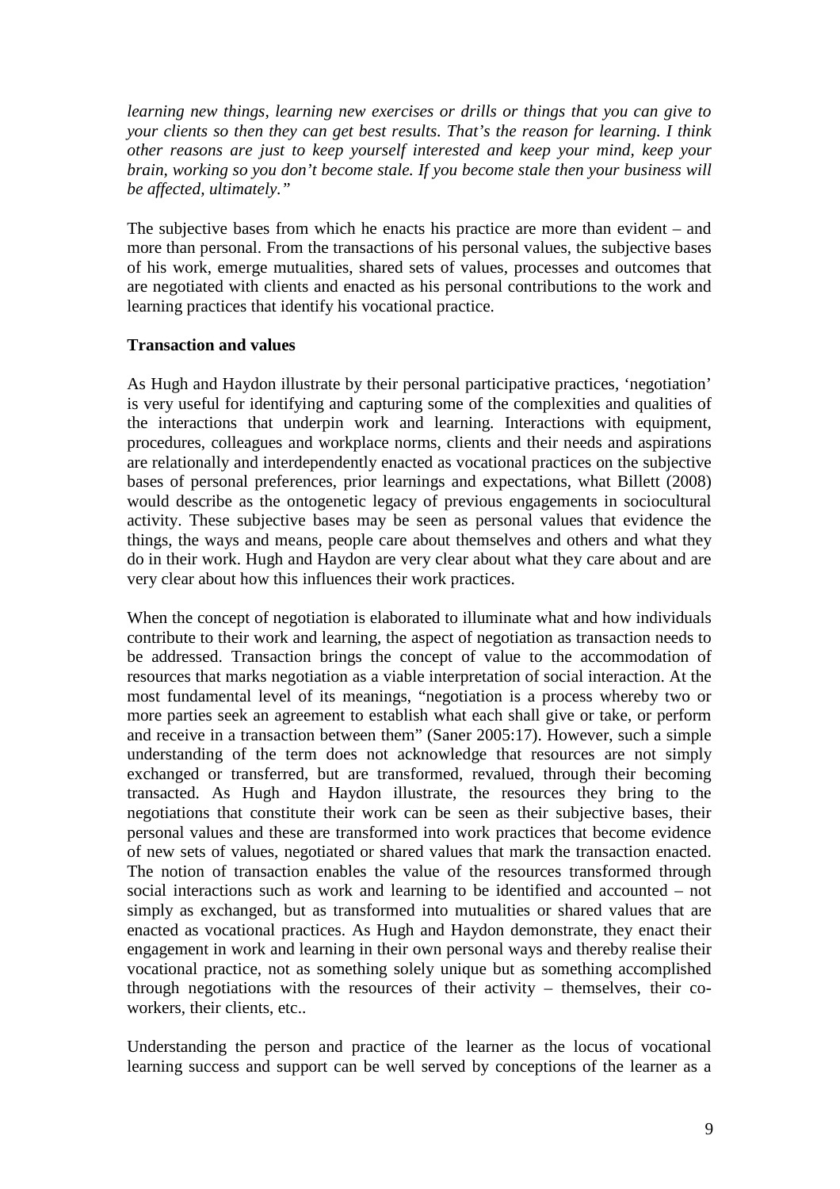*learning new things, learning new exercises or drills or things that you can give to your clients so then they can get best results. That's the reason for learning. I think other reasons are just to keep yourself interested and keep your mind, keep your brain, working so you don't become stale. If you become stale then your business will be affected, ultimately."*

The subjective bases from which he enacts his practice are more than evident – and more than personal. From the transactions of his personal values, the subjective bases of his work, emerge mutualities, shared sets of values, processes and outcomes that are negotiated with clients and enacted as his personal contributions to the work and learning practices that identify his vocational practice.

**Transaction and values**

As Hugh and Haydon illustrate by their personal participative practices, 'negotiation' is very useful for identifying and capturing some of the complexities and qualities of the interactions that underpin work and learning. Interactions with equipment, procedures, colleagues and workplace norms, clients and their needs and aspirations are relationally and interdependently enacted as vocational practices on the subjective bases of personal preferences, prior learnings and expectations, what Billett (2008) would describe as the ontogenetic legacy of previous engagements in sociocultural activity. These subjective bases may be seen as personal values that evidence the things, the ways and means, people care about themselves and others and what they do in their work. Hugh and Haydon are very clear about what they care about and are very clear about how this influences their work practices.

When the concept of negotiation is elaborated to illuminate what and how individuals contribute to their work and learning, the aspect of negotiation as transaction needs to be addressed. Transaction brings the concept of value to the accommodation of resources that marks negotiation as a viable interpretation of social interaction. At the most fundamental level of its meanings, "negotiation is a process whereby two or more parties seek an agreement to establish what each shall give or take, or perform and receive in a transaction between them" (Saner 2005:17). However, such a simple understanding of the term does not acknowledge that resources are not simply exchanged or transferred, but are transformed, revalued, through their becoming transacted. As Hugh and Haydon illustrate, the resources they bring to the negotiations that constitute their work can be seen as their subjective bases, their personal values and these are transformed into work practices that become evidence of new sets of values, negotiated or shared values that mark the transaction enacted. The notion of transaction enables the value of the resources transformed through social interactions such as work and learning to be identified and accounted – not simply as exchanged, but as transformed into mutualities or shared values that are enacted as vocational practices. As Hugh and Haydon demonstrate, they enact their engagement in work and learning in their own personal ways and thereby realise their vocational practice, not as something solely unique but as something accomplished through negotiations with the resources of their activity – themselves, their co-workers, their clients, etc..

Understanding the person and practice of the learner as the locus of vocational learning success and support can be well served by conceptions of the learner as a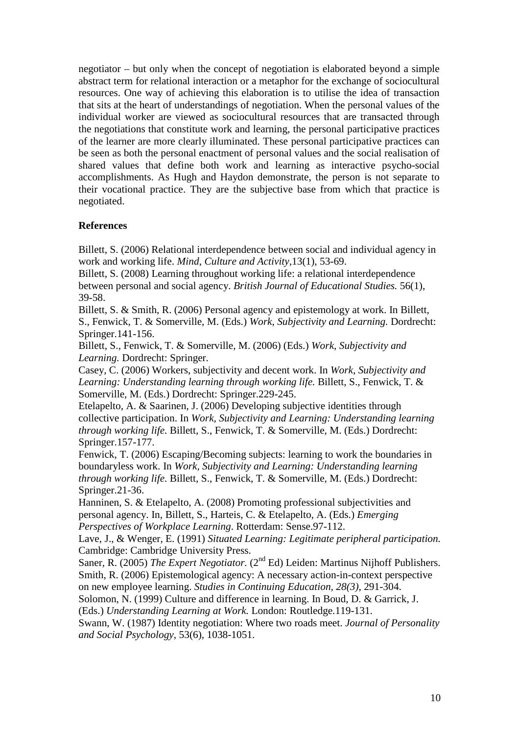negotiator – but only when the concept of negotiation is elaborated beyond a simple abstract term for relational interaction or a metaphor for the exchange of sociocultural resources. One way of achieving this elaboration is to utilise the idea of transaction that sits at the heart of understandings of negotiation. When the personal values of the individual worker are viewed as sociocultural resources that are transacted through the negotiations that constitute work and learning, the personal participative practices of the learner are more clearly illuminated. These personal participative practices can be seen as both the personal enactment of personal values and the social realisation of shared values that define both work and learning as interactive psycho-social accomplishments. As Hugh and Haydon demonstrate, the person is not separate to their vocational practice. They are the subjective base from which that practice is negotiated.

## References

Billett, S. (2006) Relational interdependence between social and individual agency in work and working life. *Mind, Culture and Activity*,13(1), 53-69.

Billett, S. (2008) Learning throughout working life: a relational interdependence between personal and social agency. *British Journal of Educational Studies.* 56(1), 39-58.

Billett, S. & Smith, R. (2006) Personal agency and epistemology at work. In Billett, S., Fenwick, T. & Somerville, M. (Eds.) *Work, Subjectivity and Learning.* Dordrecht: Springer.141-156.

Billett, S., Fenwick, T. & Somerville, M. (2006) (Eds.) *Work, Subjectivity and Learning.* Dordrecht: Springer.

Casey, C. (2006) Workers, subjectivity and decent work. In *Work, Subjectivity and Learning: Understanding learning through working life.* Billett, S., Fenwick, T. & Somerville, M. (Eds.) Dordrecht: Springer.229-245.

Etelapelto, A. & Saarinen, J. (2006) Developing subjective identities through collective participation. In *Work, Subjectivity and Learning: Understanding learning through working life.* Billett, S., Fenwick, T. & Somerville, M. (Eds.) Dordrecht: Springer.157-177.

Fenwick, T. (2006) Escaping/Becoming subjects: learning to work the boundaries in boundaryless work. In *Work, Subjectivity and Learning: Understanding learning through working life.* Billett, S., Fenwick, T. & Somerville, M. (Eds.) Dordrecht: Springer.21-36.

Hanninen, S. & Etelapelto, A. (2008) Promoting professional subjectivities and personal agency. In, Billett, S., Harteis, C. & Etelapelto, A. (Eds.) *Emerging Perspectives of Workplace Learning*. Rotterdam: Sense.97-112.

Lave, J., & Wenger, E. (1991) *Situated Learning: Legitimate peripheral participation.* Cambridge: Cambridge University Press.

Saner, R. (2005) *The Expert Negotiator.* (2nd Ed) Leiden: Martinus Nijhoff Publishers.

Smith, R. (2006) Epistemological agency: A necessary action-in-context perspective on new employee learning. *Studies in Continuing Education, 28(3),* 291-304.

Solomon, N. (1999) Culture and difference in learning. In Boud, D. & Garrick, J. (Eds.) *Understanding Learning at Work.* London: Routledge.119-131.

Swann, W. (1987) Identity negotiation: Where two roads meet. *Journal of Personality and Social Psychology,* 53(6), 1038-1051.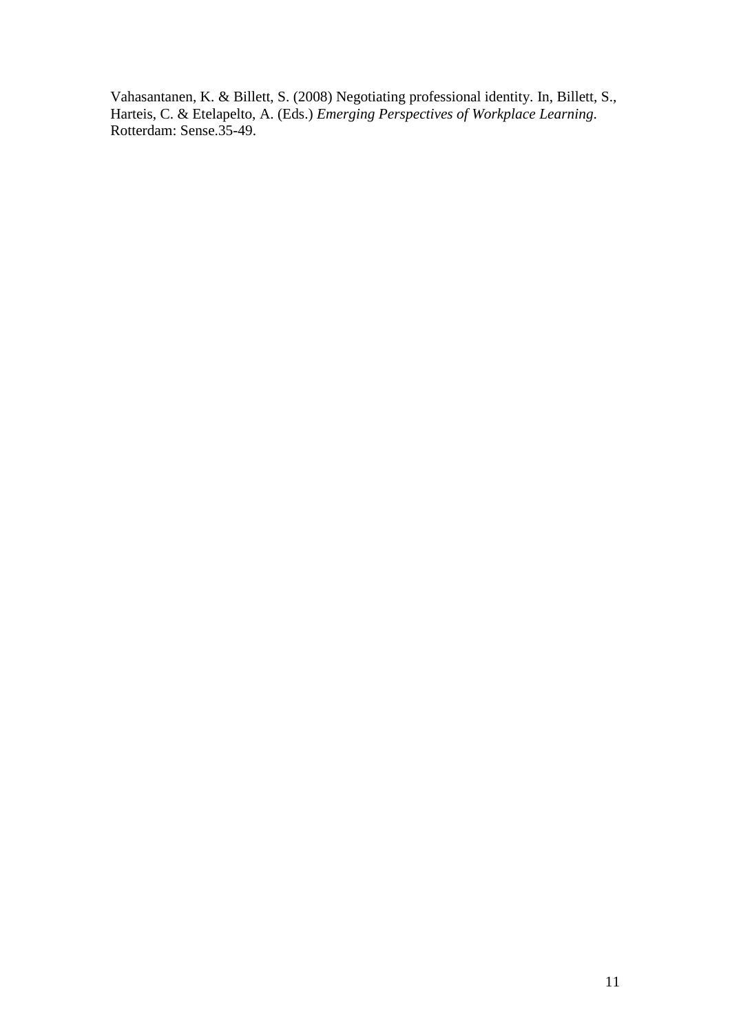Vahasantanen, K. & Billett, S. (2008) Negotiating professional identity. In, Billett, S., Harteis, C. & Etelapelto, A. (Eds.) *Emerging Perspectives of Workplace Learning.* Rotterdam: Sense.35-49.